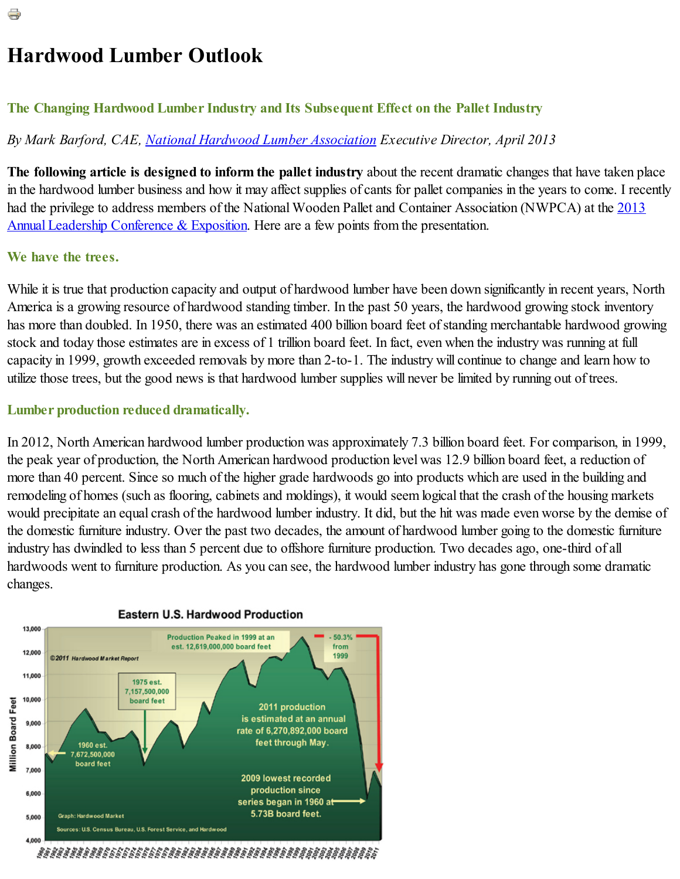# Hardwood Lumber Outlook

### The Changing Hardwood Lumber Industry and Its Subsequent Effect on the Pallet Industry

*By Mark Barford, CAE, National Hardwood Lumber Association Executive Director, April 2013*

**The following article is designed to inform the pallet industry** about the recent dramatic changes that have taken place in the hardwood lumber business and how it may affect supplies of cants for pallet companies in the years to come. I recently had the privilege to address members of the National Wooden Pallet and Container Association (NWPCA) at the 2013 Annual Leadership Conference & Exposition. Here are a few points from the presentation.

### We have the trees.

While it is true that production capacity and output of hardwood lumber have been down significantly in recent years, North America is a growing resource of hardwood standing timber. In the past 50 years, the hardwood growing stock inventory has more than doubled. In 1950, there was an estimated 400 billion board feet of standing merchantable hardwood growing stock and today those estimates are in excess of 1 trillion board feet. In fact, even when the industry was running at full capacity in 1999, growth exceeded removals by more than 2-to-1. The industry will continue to change and learn how to utilize those trees, but the good news is that hardwood lumber supplies will never be limited by running out of trees.

### Lumber production reduced dramatically.

In 2012, North American hardwood lumber production was approximately 7.3 billion board feet. For comparison, in 1999, the peak year of production, the North American hardwood production level was 12.9 billion board feet, a reduction of more than 40 percent. Since so much of the higher grade hardwoods go into products which are used in the building and remodeling of homes (such as flooring, cabinets and moldings), it would seem logical that the crash of the housing markets would precipitate an equal crash of the hardwood lumber industry. It did, but the hit was made even worse by the demise of the domestic furniture industry. Over the past two decades, the amount of hardwood lumber going to the domestic furniture industry has dwindled to less than 5 percent due to offshore furniture production. Two decades ago, one-third of all hardwoods went to furniture production. As you can see, the hardwood lumber industry has gone through some dramatic changes.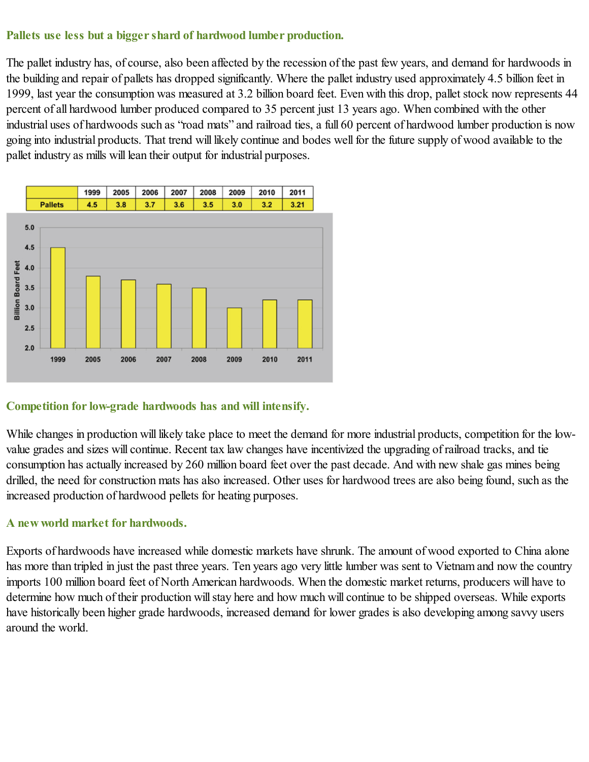### Pallets use less but a bigger shard of hardwood lumber production.

The pallet industry has, of course, also been affected by the recession of the past few years, and demand for hardwoods in the building and repair of pallets has dropped significantly. Where the pallet industry used approximately 4.5 billion feet in 1999, last year the consumption was measured at 3.2 billion board feet. Even with this drop, pallet stock now represents 44 percent of all hardwood lumber produced compared to 35 percent just 13 years ago. When combined with the other industrial uses of hardwoods such as "road mats" and railroad ties, a full 60 percent of hardwood lumber production is now going into industrial products. That trend will likely continue and bodes well for the future supply of wood available to the pallet industry as mills will lean their output for industrial purposes.

| | 1999 | 2005 | 2006 | 2007 | 2008 | 2009 | 2010 | 2011 |
|---|---|---|---|---|---|---|---|---|
| Pallets | 4.5 | 3.8 | 3.7 | 3.6 | 3.5 | 3.0 | 3.2 | 3.21 |

### Competition for low-grade hardwoods has and will intensify.

While changes in production will likely take place to meet the demand for more industrial products, competition for the low-value grades and sizes will continue. Recent tax law changes have incentivized the upgrading of railroad tracks, and tie consumption has actually increased by 260 million board feet over the past decade. And with new shale gas mines being drilled, the need for construction mats has also increased. Other uses for hardwood trees are also being found, such as the increased production of hardwood pellets for heating purposes.

### A new world market for hardwoods.

Exports of hardwoods have increased while domestic markets have shrunk. The amount of wood exported to China alone has more than tripled in just the past three years. Ten years ago very little lumber was sent to Vietnam and now the country imports 100 million board feet of North American hardwoods. When the domestic market returns, producers will have to determine how much of their production will stay here and how much will continue to be shipped overseas. While exports have historically been higher grade hardwoods, increased demand for lower grades is also developing among savvy users around the world.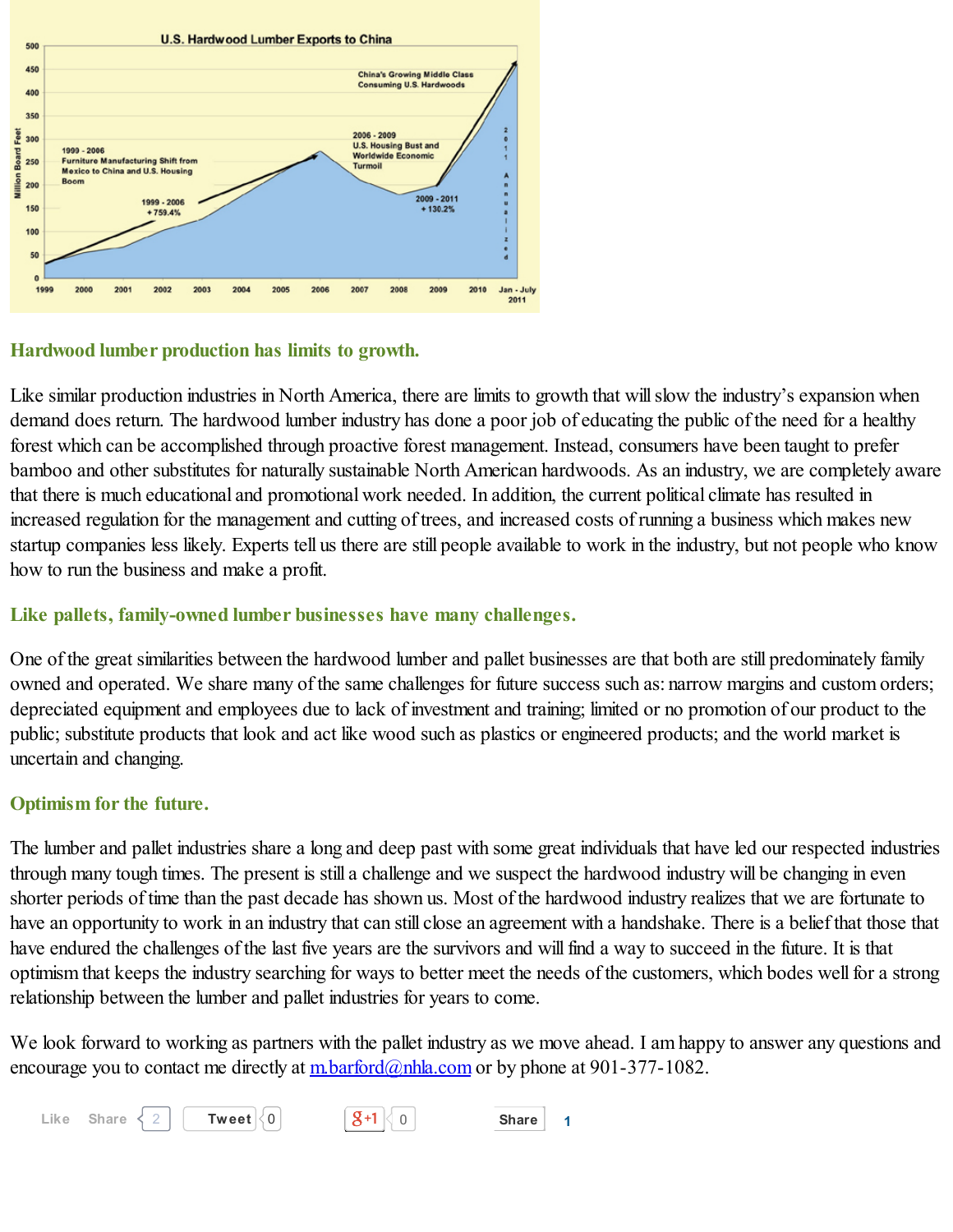U.S. Hardwood Lumber Exports to China

Million Board Feet

500
450
400
350
300
250
200
150
100
50
0

1999 2000 2001 2002 2003 2004 2005 2006 2007 2008 2009 2010 Jan - July 2011

1999 - 2006
Furniture Manufacturing Shift from Mexico to China and U.S. Housing Boom

1999 - 2006
+759.4%

2006 - 2009
U.S. Housing Bust and Worldwide Economic Turmoil

China's Growing Middle Class Consuming U.S. Hardwoods

2009 - 2011
+130.2%

2011 Annualized

### Hardwood lumber production has limits to growth.

Like similar production industries in North America, there are limits to growth that will slow the industry's expansion when demand does return. The hardwood lumber industry has done a poor job of educating the public of the need for a healthy forest which can be accomplished through proactive forest management. Instead, consumers have been taught to prefer bamboo and other substitutes for naturally sustainable North American hardwoods. As an industry, we are completely aware that there is much educational and promotional work needed. In addition, the current political climate has resulted in increased regulation for the management and cutting of trees, and increased costs of running a business which makes new startup companies less likely. Experts tell us there are still people available to work in the industry, but not people who know how to run the business and make a profit.

### Like pallets, family-owned lumber businesses have many challenges.

One of the great similarities between the hardwood lumber and pallet businesses are that both are still predominately family owned and operated. We share many of the same challenges for future success such as: narrow margins and custom orders; depreciated equipment and employees due to lack of investment and training; limited or no promotion of our product to the public; substitute products that look and act like wood such as plastics or engineered products; and the world market is uncertain and changing.

### Optimism for the future.

The lumber and pallet industries share a long and deep past with some great individuals that have led our respected industries through many tough times. The present is still a challenge and we suspect the hardwood industry will be changing in even shorter periods of time than the past decade has shown us. Most of the hardwood industry realizes that we are fortunate to have an opportunity to work in an industry that can still close an agreement with a handshake. There is a belief that those that have endured the challenges of the last five years are the survivors and will find a way to succeed in the future. It is that optimism that keeps the industry searching for ways to better meet the needs of the customers, which bodes well for a strong relationship between the lumber and pallet industries for years to come.

We look forward to working as partners with the pallet industry as we move ahead. I am happy to answer any questions and encourage you to contact me directly at m.barford@nhla.com or by phone at 901-377-1082.